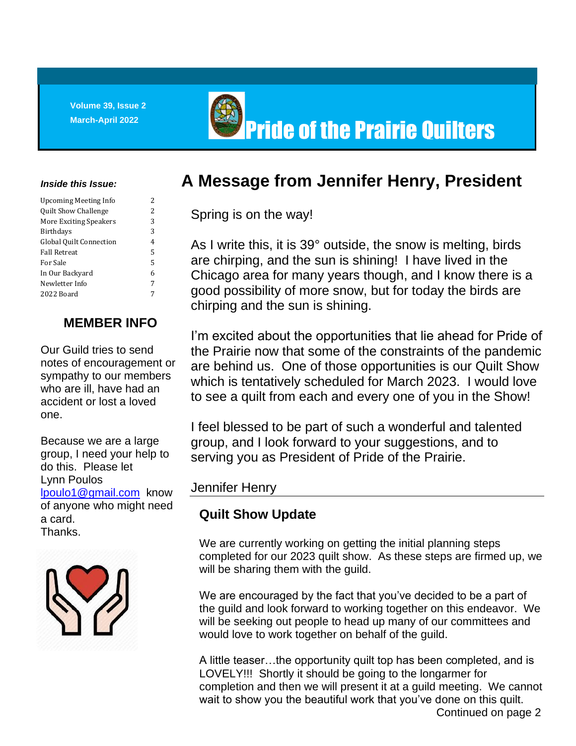Volume 39, Issue 2
March-April 2022

# Pride of the Prairie Quilters

***Inside this Issue:***

| | |
|---|---|
| Upcoming Meeting Info | 2 |
| Quilt Show Challenge | 2 |
| More Exciting Speakers | 3 |
| Birthdays | 3 |
| Global Quilt Connection | 4 |
| Fall Retreat | 5 |
| For Sale | 5 |
| In Our Backyard | 6 |
| Newletter Info | 7 |
| 2022 Board | 7 |

## MEMBER INFO

Our Guild tries to send notes of encouragement or sympathy to our members who are ill, have had an accident or lost a loved one.

Because we are a large group, I need your help to do this. Please let Lynn Poulos lpoulo1@gmail.com know of anyone who might need a card.
Thanks.

## A Message from Jennifer Henry, President

Spring is on the way!

As I write this, it is 39° outside, the snow is melting, birds are chirping, and the sun is shining! I have lived in the Chicago area for many years though, and I know there is a good possibility of more snow, but for today the birds are chirping and the sun is shining.

I'm excited about the opportunities that lie ahead for Pride of the Prairie now that some of the constraints of the pandemic are behind us. One of those opportunities is our Quilt Show which is tentatively scheduled for March 2023. I would love to see a quilt from each and every one of you in the Show!

I feel blessed to be part of such a wonderful and talented group, and I look forward to your suggestions, and to serving you as President of Pride of the Prairie.

Jennifer Henry

### Quilt Show Update

We are currently working on getting the initial planning steps completed for our 2023 quilt show. As these steps are firmed up, we will be sharing them with the guild.

We are encouraged by the fact that you've decided to be a part of the guild and look forward to working together on this endeavor. We will be seeking out people to head up many of our committees and would love to work together on behalf of the guild.

A little teaser…the opportunity quilt top has been completed, and is LOVELY!!! Shortly it should be going to the longarmer for completion and then we will present it at a guild meeting. We cannot wait to show you the beautiful work that you've done on this quilt.

Continued on page 2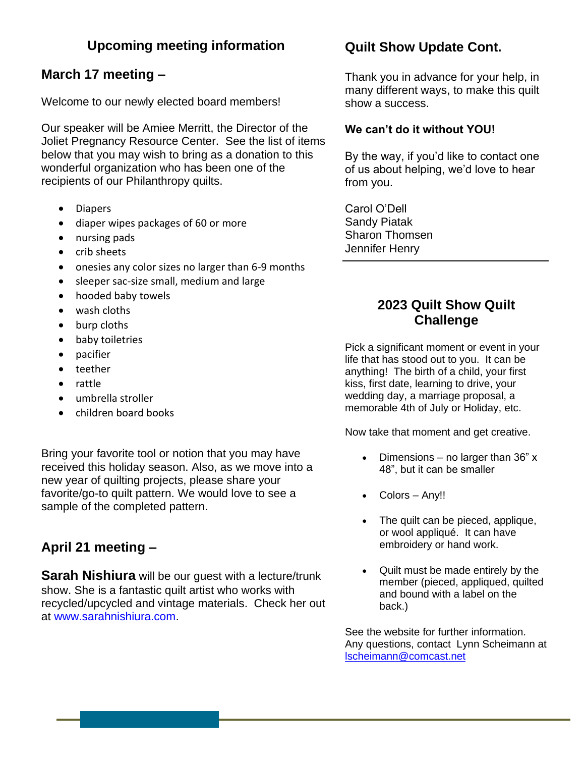## Upcoming meeting information

### March 17 meeting –

Welcome to our newly elected board members!

Our speaker will be Amiee Merritt, the Director of the Joliet Pregnancy Resource Center. See the list of items below that you may wish to bring as a donation to this wonderful organization who has been one of the recipients of our Philanthropy quilts.

- Diapers
- diaper wipes packages of 60 or more
- nursing pads
- crib sheets
- onesies any color sizes no larger than 6-9 months
- sleeper sac-size small, medium and large
- hooded baby towels
- wash cloths
- burp cloths
- baby toiletries
- pacifier
- teether
- rattle
- umbrella stroller
- children board books

Bring your favorite tool or notion that you may have received this holiday season. Also, as we move into a new year of quilting projects, please share your favorite/go-to quilt pattern. We would love to see a sample of the completed pattern.

### April 21 meeting –

**Sarah Nishiura** will be our guest with a lecture/trunk show. She is a fantastic quilt artist who works with recycled/upcycled and vintage materials. Check her out at [www.sarahnishiura.com](http://www.sarahnishiura.com).

## Quilt Show Update Cont.

Thank you in advance for your help, in many different ways, to make this quilt show a success.

**We can't do it without YOU!**

By the way, if you'd like to contact one of us about helping, we'd love to hear from you.

Carol O'Dell
Sandy Piatak
Sharon Thomsen
Jennifer Henry

## 2023 Quilt Show Quilt Challenge

Pick a significant moment or event in your life that has stood out to you. It can be anything! The birth of a child, your first kiss, first date, learning to drive, your wedding day, a marriage proposal, a memorable 4th of July or Holiday, etc.

Now take that moment and get creative.

- Dimensions – no larger than 36" x 48", but it can be smaller
- Colors – Any!!
- The quilt can be pieced, applique, or wool appliqué. It can have embroidery or hand work.
- Quilt must be made entirely by the member (pieced, appliqued, quilted and bound with a label on the back.)

See the website for further information. Any questions, contact Lynn Scheimann at [lscheimann@comcast.net](mailto:lscheimann@comcast.net)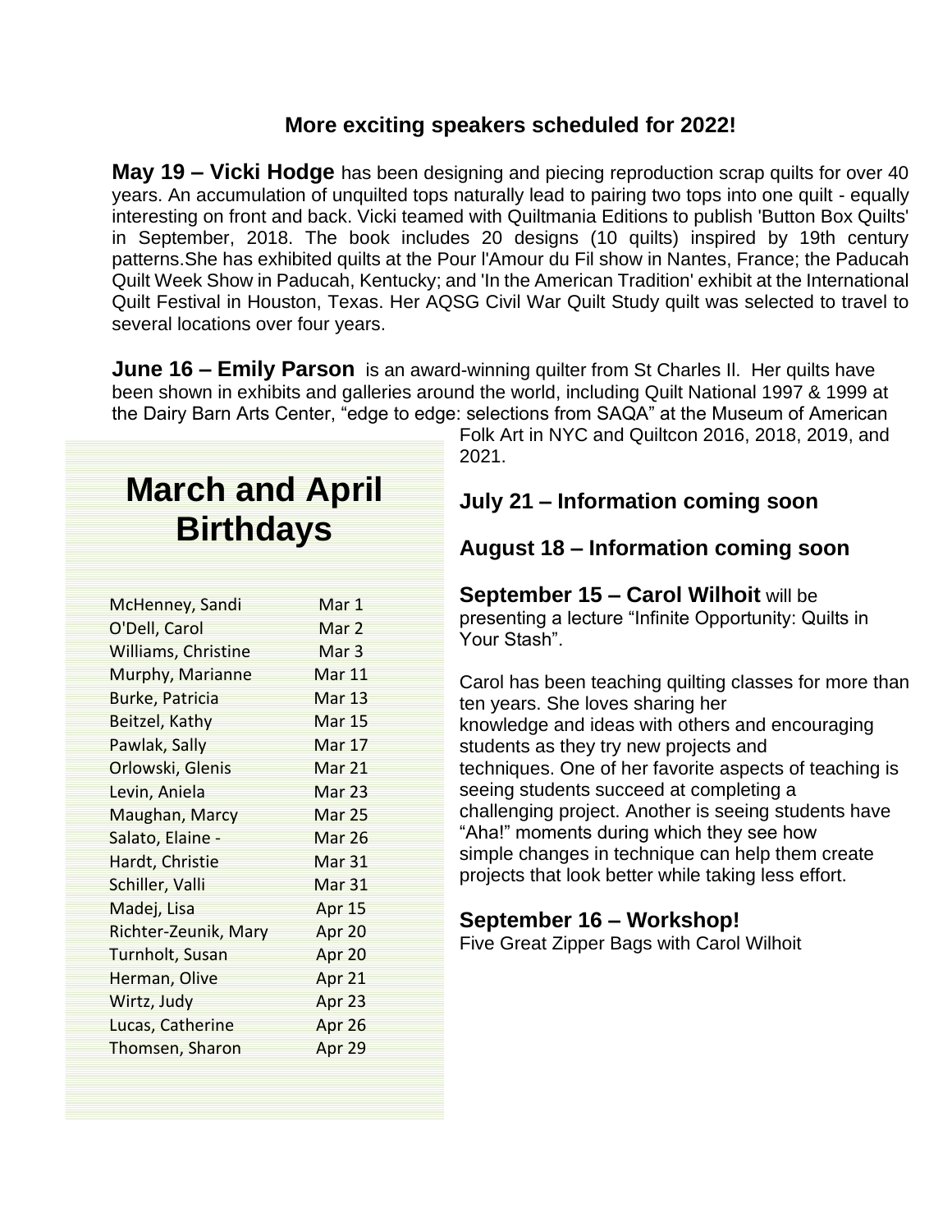## More exciting speakers scheduled for 2022!

**May 19 – Vicki Hodge** has been designing and piecing reproduction scrap quilts for over 40 years. An accumulation of unquilted tops naturally lead to pairing two tops into one quilt - equally interesting on front and back. Vicki teamed with Quiltmania Editions to publish 'Button Box Quilts' in September, 2018. The book includes 20 designs (10 quilts) inspired by 19th century patterns.She has exhibited quilts at the Pour l'Amour du Fil show in Nantes, France; the Paducah Quilt Week Show in Paducah, Kentucky; and 'In the American Tradition' exhibit at the International Quilt Festival in Houston, Texas. Her AQSG Civil War Quilt Study quilt was selected to travel to several locations over four years.

**June 16 – Emily Parson** is an award-winning quilter from St Charles Il. Her quilts have been shown in exhibits and galleries around the world, including Quilt National 1997 & 1999 at the Dairy Barn Arts Center, "edge to edge: selections from SAQA" at the Museum of American Folk Art in NYC and Quiltcon 2016, 2018, 2019, and 2021.

### July 21 – Information coming soon

### August 18 – Information coming soon

**September 15 – Carol Wilhoit** will be presenting a lecture "Infinite Opportunity: Quilts in Your Stash".

Carol has been teaching quilting classes for more than ten years. She loves sharing her knowledge and ideas with others and encouraging students as they try new projects and techniques. One of her favorite aspects of teaching is seeing students succeed at completing a challenging project. Another is seeing students have "Aha!" moments during which they see how simple changes in technique can help them create projects that look better while taking less effort.

### September 16 – Workshop!

Five Great Zipper Bags with Carol Wilhoit

## March and April Birthdays

| Name | Date |
|---|---|
| McHenney, Sandi | Mar 1 |
| O'Dell, Carol | Mar 2 |
| Williams, Christine | Mar 3 |
| Murphy, Marianne | Mar 11 |
| Burke, Patricia | Mar 13 |
| Beitzel, Kathy | Mar 15 |
| Pawlak, Sally | Mar 17 |
| Orlowski, Glenis | Mar 21 |
| Levin, Aniela | Mar 23 |
| Maughan, Marcy | Mar 25 |
| Salato, Elaine - | Mar 26 |
| Hardt, Christie | Mar 31 |
| Schiller, Valli | Mar 31 |
| Madej, Lisa | Apr 15 |
| Richter-Zeunik, Mary | Apr 20 |
| Turnholt, Susan | Apr 20 |
| Herman, Olive | Apr 21 |
| Wirtz, Judy | Apr 23 |
| Lucas, Catherine | Apr 26 |
| Thomsen, Sharon | Apr 29 |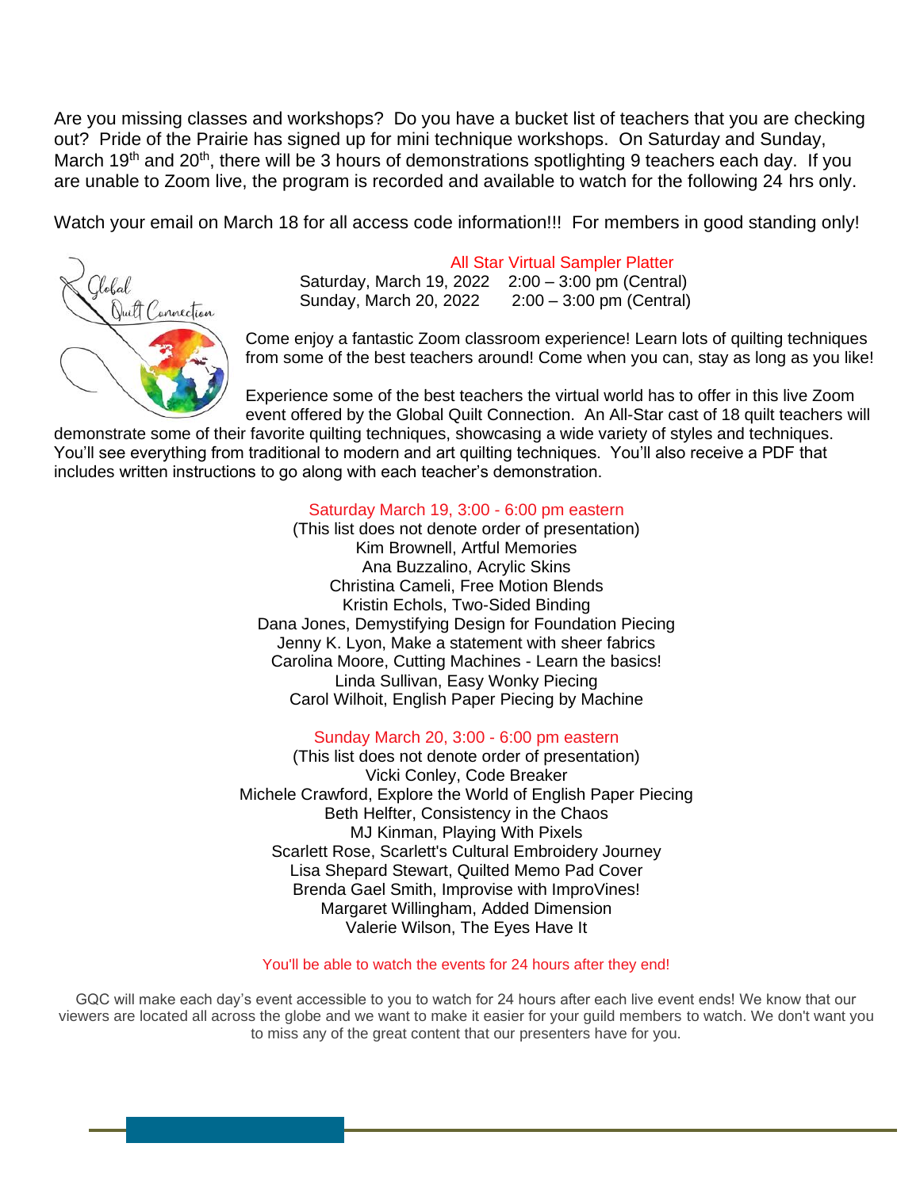Are you missing classes and workshops? Do you have a bucket list of teachers that you are checking out? Pride of the Prairie has signed up for mini technique workshops. On Saturday and Sunday, March 19th and 20th, there will be 3 hours of demonstrations spotlighting 9 teachers each day. If you are unable to Zoom live, the program is recorded and available to watch for the following 24 hrs only.

Watch your email on March 18 for all access code information!!! For members in good standing only!

Global Quilt Connection

**All Star Virtual Sampler Platter**

Saturday, March 19, 2022 2:00 – 3:00 pm (Central)
Sunday, March 20, 2022 2:00 – 3:00 pm (Central)

Come enjoy a fantastic Zoom classroom experience! Learn lots of quilting techniques from some of the best teachers around! Come when you can, stay as long as you like!

Experience some of the best teachers the virtual world has to offer in this live Zoom event offered by the Global Quilt Connection. An All-Star cast of 18 quilt teachers will demonstrate some of their favorite quilting techniques, showcasing a wide variety of styles and techniques. You'll see everything from traditional to modern and art quilting techniques. You'll also receive a PDF that includes written instructions to go along with each teacher's demonstration.

**Saturday March 19, 3:00 - 6:00 pm eastern**

(This list does not denote order of presentation)
Kim Brownell, Artful Memories
Ana Buzzalino, Acrylic Skins
Christina Cameli, Free Motion Blends
Kristin Echols, Two-Sided Binding
Dana Jones, Demystifying Design for Foundation Piecing
Jenny K. Lyon, Make a statement with sheer fabrics
Carolina Moore, Cutting Machines - Learn the basics!
Linda Sullivan, Easy Wonky Piecing
Carol Wilhoit, English Paper Piecing by Machine

**Sunday March 20, 3:00 - 6:00 pm eastern**

(This list does not denote order of presentation)
Vicki Conley, Code Breaker
Michele Crawford, Explore the World of English Paper Piecing
Beth Helfter, Consistency in the Chaos
MJ Kinman, Playing With Pixels
Scarlett Rose, Scarlett's Cultural Embroidery Journey
Lisa Shepard Stewart, Quilted Memo Pad Cover
Brenda Gael Smith, Improvise with ImproVines!
Margaret Willingham, Added Dimension
Valerie Wilson, The Eyes Have It

**You'll be able to watch the events for 24 hours after they end!**

GQC will make each day's event accessible to you to watch for 24 hours after each live event ends! We know that our viewers are located all across the globe and we want to make it easier for your guild members to watch. We don't want you to miss any of the great content that our presenters have for you.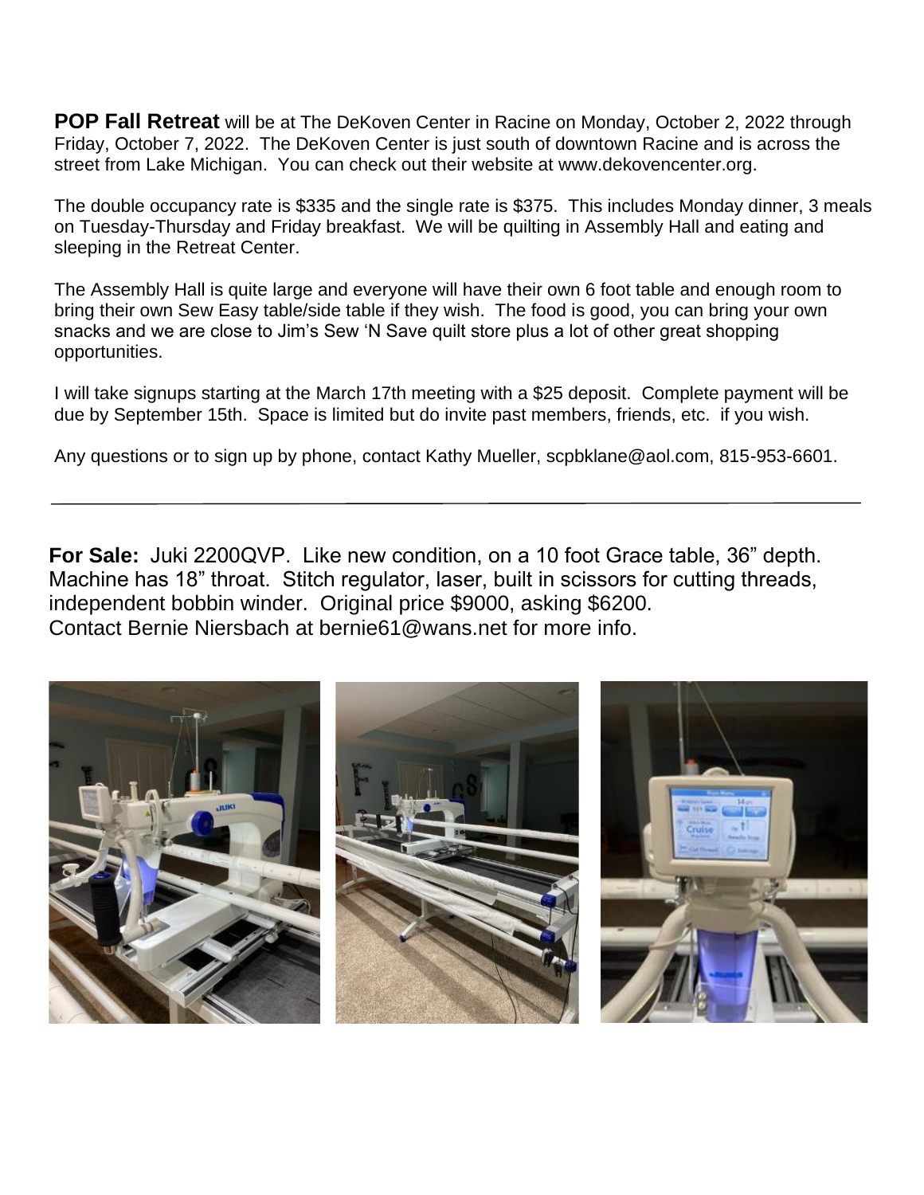**POP Fall Retreat** will be at The DeKoven Center in Racine on Monday, October 2, 2022 through Friday, October 7, 2022. The DeKoven Center is just south of downtown Racine and is across the street from Lake Michigan. You can check out their website at www.dekovencenter.org.

The double occupancy rate is $335 and the single rate is $375. This includes Monday dinner, 3 meals on Tuesday-Thursday and Friday breakfast. We will be quilting in Assembly Hall and eating and sleeping in the Retreat Center.

The Assembly Hall is quite large and everyone will have their own 6 foot table and enough room to bring their own Sew Easy table/side table if they wish. The food is good, you can bring your own snacks and we are close to Jim's Sew 'N Save quilt store plus a lot of other great shopping opportunities.

I will take signups starting at the March 17th meeting with a $25 deposit. Complete payment will be due by September 15th. Space is limited but do invite past members, friends, etc. if you wish.

Any questions or to sign up by phone, contact Kathy Mueller, scpbklane@aol.com, 815-953-6601.

---

**For Sale:** Juki 2200QVP. Like new condition, on a 10 foot Grace table, 36" depth. Machine has 18" throat. Stitch regulator, laser, built in scissors for cutting threads, independent bobbin winder. Original price $9000, asking $6200.
Contact Bernie Niersbach at bernie61@wans.net for more info.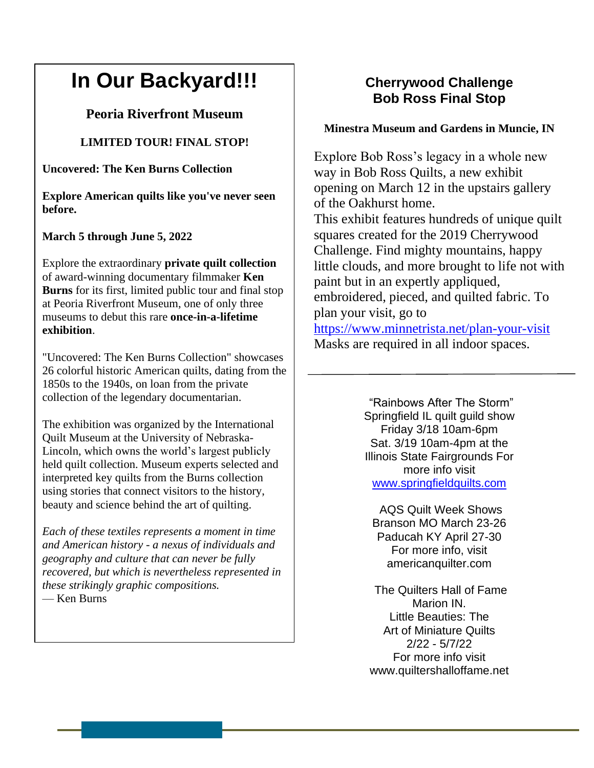# In Our Backyard!!!

## Peoria Riverfront Museum

**LIMITED TOUR! FINAL STOP!**

**Uncovered: The Ken Burns Collection**

**Explore American quilts like you've never seen before.**

**March 5 through June 5, 2022**

Explore the extraordinary **private quilt collection** of award-winning documentary filmmaker **Ken Burns** for its first, limited public tour and final stop at Peoria Riverfront Museum, one of only three museums to debut this rare **once-in-a-lifetime exhibition**.

"Uncovered: The Ken Burns Collection" showcases 26 colorful historic American quilts, dating from the 1850s to the 1940s, on loan from the private collection of the legendary documentarian.

The exhibition was organized by the International Quilt Museum at the University of Nebraska-Lincoln, which owns the world's largest publicly held quilt collection. Museum experts selected and interpreted key quilts from the Burns collection using stories that connect visitors to the history, beauty and science behind the art of quilting.

*Each of these textiles represents a moment in time and American history - a nexus of individuals and geography and culture that can never be fully recovered, but which is nevertheless represented in these strikingly graphic compositions.*
— Ken Burns

## Cherrywood Challenge
## Bob Ross Final Stop

**Minestra Museum and Gardens in Muncie, IN**

Explore Bob Ross's legacy in a whole new way in Bob Ross Quilts, a new exhibit opening on March 12 in the upstairs gallery of the Oakhurst home.
This exhibit features hundreds of unique quilt squares created for the 2019 Cherrywood Challenge. Find mighty mountains, happy little clouds, and more brought to life not with paint but in an expertly appliqued, embroidered, pieced, and quilted fabric. To plan your visit, go to
https://www.minnetrista.net/plan-your-visit
Masks are required in all indoor spaces.

---

"Rainbows After The Storm"
Springfield IL quilt guild show
Friday 3/18 10am-6pm
Sat. 3/19 10am-4pm at the Illinois State Fairgrounds For more info visit
www.springfieldquilts.com

AQS Quilt Week Shows
Branson MO March 23-26
Paducah KY April 27-30
For more info, visit
americanquilter.com

The Quilters Hall of Fame
Marion IN.
Little Beauties: The Art of Miniature Quilts
2/22 - 5/7/22
For more info visit
www.quiltershalloffame.net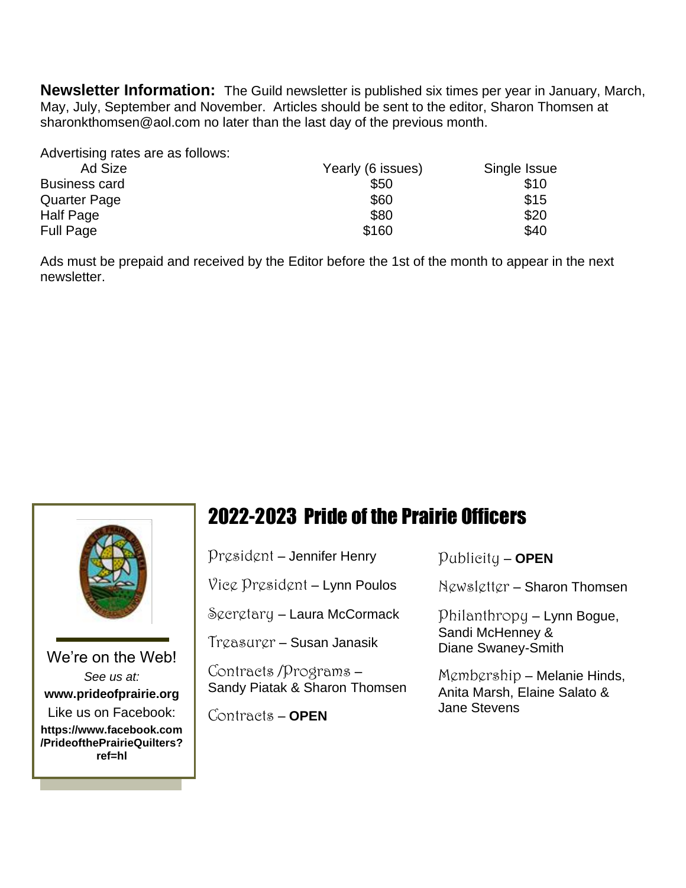**Newsletter Information:** The Guild newsletter is published six times per year in January, March, May, July, September and November. Articles should be sent to the editor, Sharon Thomsen at sharonkthomsen@aol.com no later than the last day of the previous month.

Advertising rates are as follows:

| Ad Size | Yearly (6 issues) | Single Issue |
|---|---|---|
| Business card | $50 | $10 |
| Quarter Page | $60 | $15 |
| Half Page | $80 | $20 |
| Full Page | $160 | $40 |

Ads must be prepaid and received by the Editor before the 1st of the month to appear in the next newsletter.

We're on the Web!

*See us at:*

**www.prideofprairie.org**

Like us on Facebook:

**https://www.facebook.com/PrideofthePrairieQuilters?ref=hl**

## 2022-2023 Pride of the Prairie Officers

President – Jennifer Henry

Vice President – Lynn Poulos

Secretary – Laura McCormack

Treasurer – Susan Janasik

Contracts /Programs – Sandy Piatak & Sharon Thomsen

Contracts – **OPEN**

Publicity – **OPEN**

Newsletter – Sharon Thomsen

Philanthropy – Lynn Bogue, Sandi McHenney & Diane Swaney-Smith

Membership – Melanie Hinds, Anita Marsh, Elaine Salato & Jane Stevens